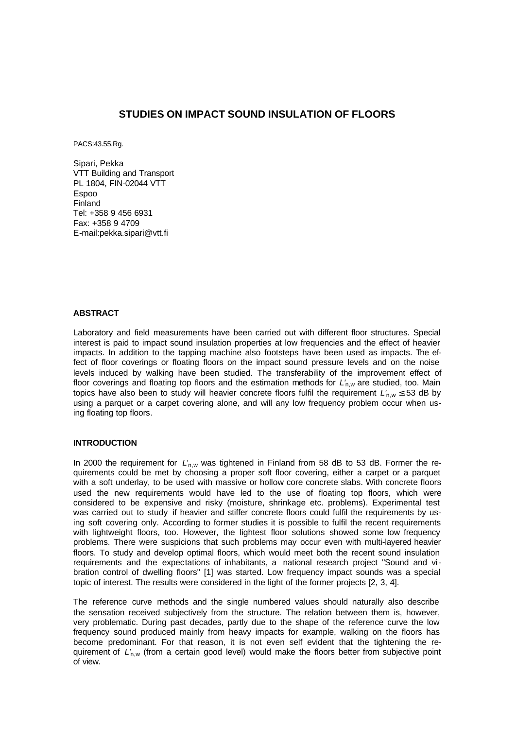# STUDIES ON IMPACT SOUND INSULATION OF FLOORS

PACS:43.55.Rg.

Sipari, Pekka
VTT Building and Transport
PL 1804, FIN-02044 VTT
Espoo
Finland
Tel: +358 9 456 6931
Fax: +358 9 4709
E-mail:pekka.sipari@vtt.fi

## ABSTRACT

Laboratory and field measurements have been carried out with different floor structures. Special interest is paid to impact sound insulation properties at low frequencies and the effect of heavier impacts. In addition to the tapping machine also footsteps have been used as impacts. The effect of floor coverings or floating floors on the impact sound pressure levels and on the noise levels induced by walking have been studied. The transferability of the improvement effect of floor coverings and floating top floors and the estimation methods for $L'_{n,w}$ are studied, too. Main topics have also been to study will heavier concrete floors fulfil the requirement $L'_{n,w} \leq 53$ dB by using a parquet or a carpet covering alone, and will any low frequency problem occur when using floating top floors.

## INTRODUCTION

In 2000 the requirement for $L'_{n,w}$ was tightened in Finland from 58 dB to 53 dB. Former the requirements could be met by choosing a proper soft floor covering, either a carpet or a parquet with a soft underlay, to be used with massive or hollow core concrete slabs. With concrete floors used the new requirements would have led to the use of floating top floors, which were considered to be expensive and risky (moisture, shrinkage etc. problems). Experimental test was carried out to study if heavier and stiffer concrete floors could fulfil the requirements by using soft covering only. According to former studies it is possible to fulfil the recent requirements with lightweight floors, too. However, the lightest floor solutions showed some low frequency problems. There were suspicions that such problems may occur even with multi-layered heavier floors. To study and develop optimal floors, which would meet both the recent sound insulation requirements and the expectations of inhabitants, a national research project "Sound and vibration control of dwelling floors" [1] was started. Low frequency impact sounds was a special topic of interest. The results were considered in the light of the former projects [2, 3, 4].

The reference curve methods and the single numbered values should naturally also describe the sensation received subjectively from the structure. The relation between them is, however, very problematic. During past decades, partly due to the shape of the reference curve the low frequency sound produced mainly from heavy impacts for example, walking on the floors has become predominant. For that reason, it is not even self evident that the tightening the requirement of $L'_{n,w}$ (from a certain good level) would make the floors better from subjective point of view.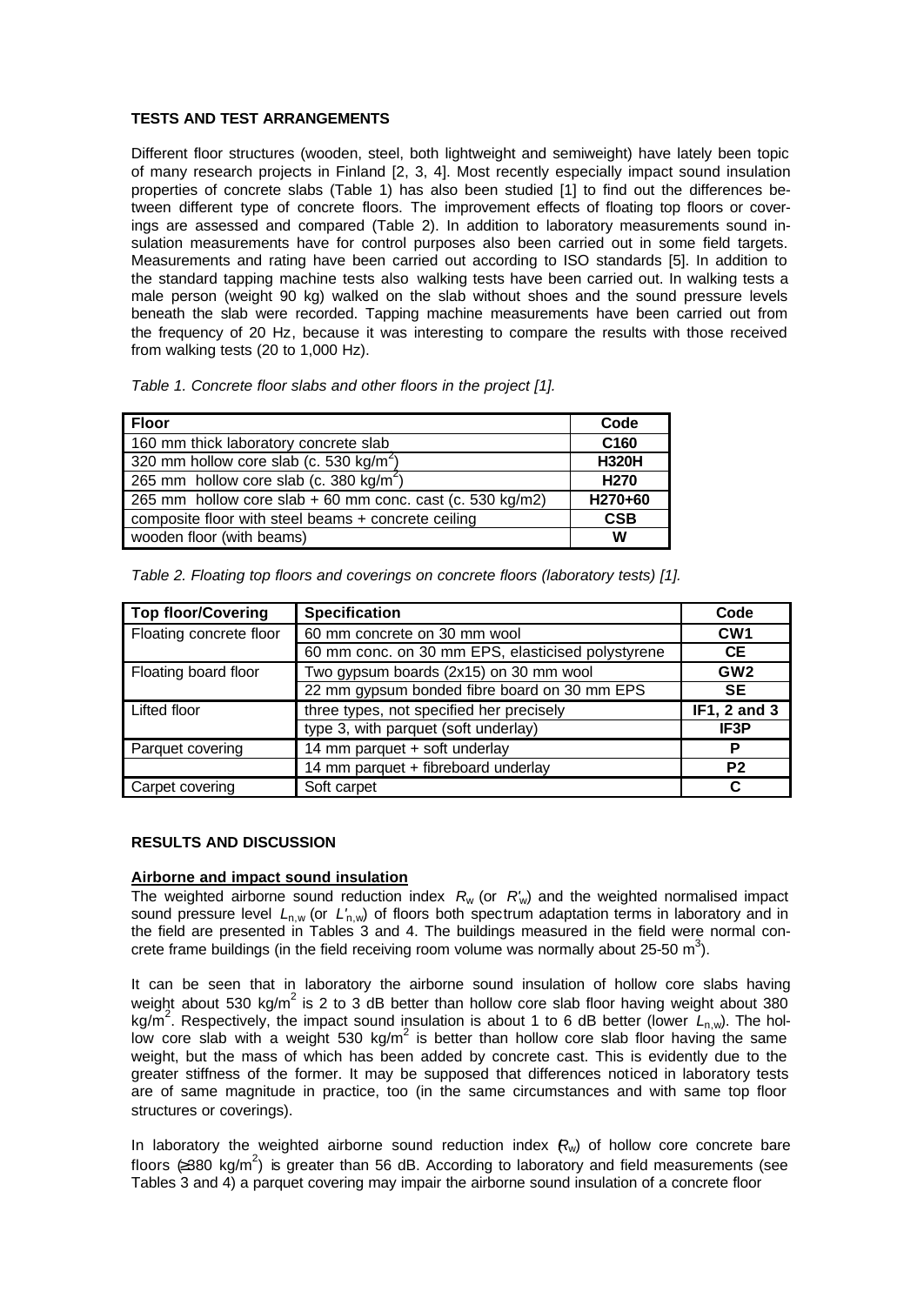**TESTS AND TEST ARRANGEMENTS**

Different floor structures (wooden, steel, both lightweight and semiweight) have lately been topic of many research projects in Finland [2, 3, 4]. Most recently especially impact sound insulation properties of concrete slabs (Table 1) has also been studied [1] to find out the differences between different type of concrete floors. The improvement effects of floating top floors or coverings are assessed and compared (Table 2). In addition to laboratory measurements sound insulation measurements have for control purposes also been carried out in some field targets. Measurements and rating have been carried out according to ISO standards [5]. In addition to the standard tapping machine tests also walking tests have been carried out. In walking tests a male person (weight 90 kg) walked on the slab without shoes and the sound pressure levels beneath the slab were recorded. Tapping machine measurements have been carried out from the frequency of 20 Hz, because it was interesting to compare the results with those received from walking tests (20 to 1,000 Hz).

*Table 1. Concrete floor slabs and other floors in the project [1].*

| **Floor** | **Code** |
|---|---|
| 160 mm thick laboratory concrete slab | **C160** |
| 320 mm hollow core slab (c. 530 kg/m$^2$) | **H320H** |
| 265 mm hollow core slab (c. 380 kg/m$^2$) | **H270** |
| 265 mm hollow core slab + 60 mm conc. cast (c. 530 kg/m2) | **H270+60** |
| composite floor with steel beams + concrete ceiling | **CSB** |
| wooden floor (with beams) | **W** |

*Table 2. Floating top floors and coverings on concrete floors (laboratory tests) [1].*

| **Top floor/Covering** | **Specification** | **Code** |
|---|---|---|
| Floating concrete floor | 60 mm concrete on 30 mm wool | **CW1** |
| | 60 mm conc. on 30 mm EPS, elasticised polystyrene | **CE** |
| Floating board floor | Two gypsum boards (2x15) on 30 mm wool | **GW2** |
| | 22 mm gypsum bonded fibre board on 30 mm EPS | **SE** |
| Lifted floor | three types, not specified her precisely | **IF1, 2 and 3** |
| | type 3, with parquet (soft underlay) | **IF3P** |
| Parquet covering | 14 mm parquet + soft underlay | **P** |
| | 14 mm parquet + fibreboard underlay | **P2** |
| Carpet covering | Soft carpet | **C** |

**RESULTS AND DISCUSSION**

**Airborne and impact sound insulation**

The weighted airborne sound reduction index $R_w$ (or $R'_w$) and the weighted normalised impact sound pressure level $L_{n,w}$ (or $L'_{n,w}$) of floors both spectrum adaptation terms in laboratory and in the field are presented in Tables 3 and 4. The buildings measured in the field were normal concrete frame buildings (in the field receiving room volume was normally about 25-50 m$^3$).

It can be seen that in laboratory the airborne sound insulation of hollow core slabs having weight about 530 kg/m$^2$ is 2 to 3 dB better than hollow core slab floor having weight about 380 kg/m$^2$. Respectively, the impact sound insulation is about 1 to 6 dB better (lower $L_{n,w}$). The hollow core slab with a weight 530 kg/m$^2$ is better than hollow core slab floor having the same weight, but the mass of which has been added by concrete cast. This is evidently due to the greater stiffness of the former. It may be supposed that differences noticed in laboratory tests are of same magnitude in practice, too (in the same circumstances and with same top floor structures or coverings).

In laboratory the weighted airborne sound reduction index ($R_w$) of hollow core concrete bare floors ($\geq$380 kg/m$^2$) is greater than 56 dB. According to laboratory and field measurements (see Tables 3 and 4) a parquet covering may impair the airborne sound insulation of a concrete floor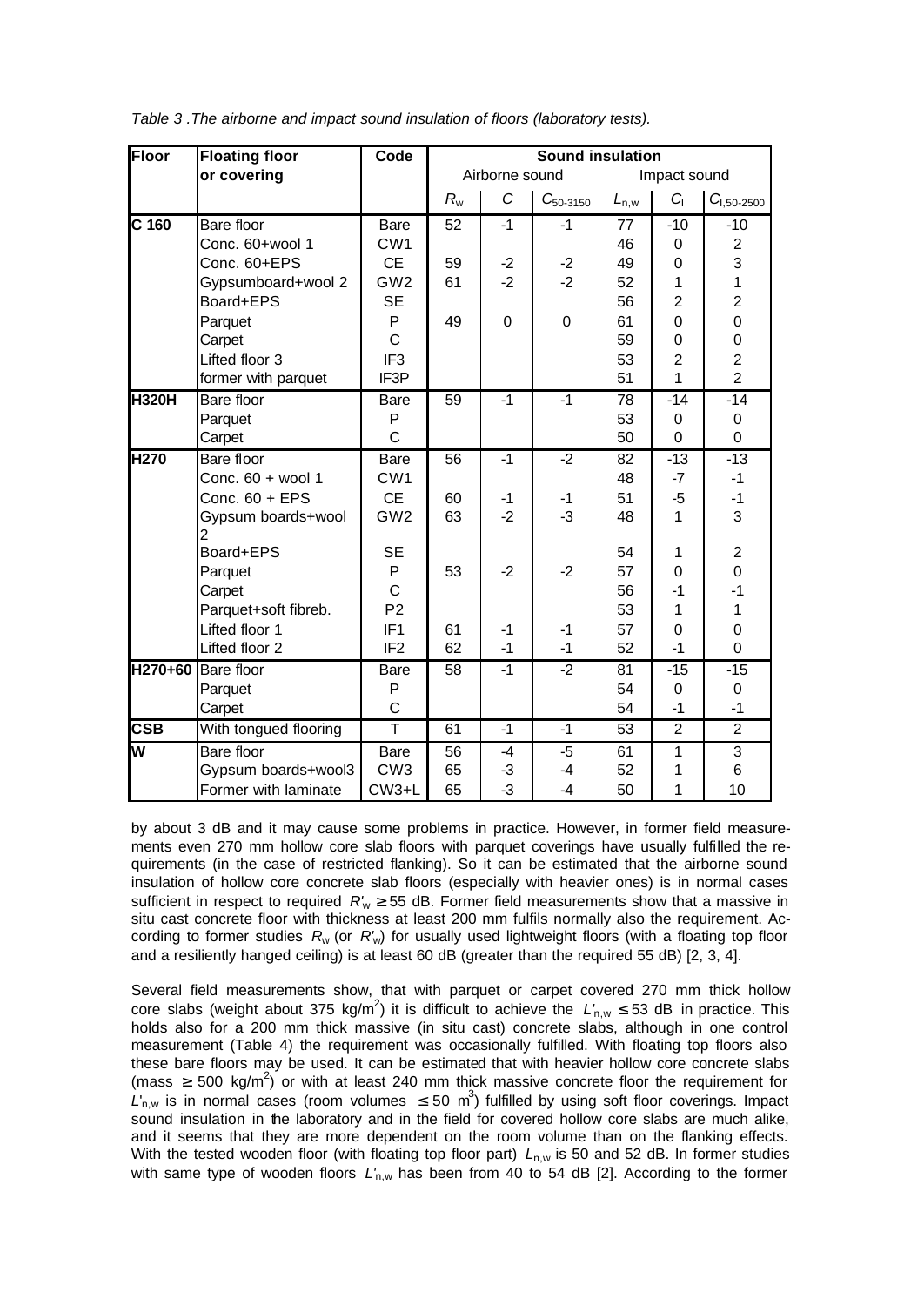*Table 3 . The airborne and impact sound insulation of floors (laboratory tests).*

| Floor | Floating floor or covering | Code | Sound insulation | | | | | |
|---|---|---|---|---|---|---|---|---|
| | | | Airborne sound | | | Impact sound | | |
| | | | $R_w$ | $C$ | $C_{50\text{-}3150}$ | $L_{n,w}$ | $C_I$ | $C_{I,50\text{-}2500}$ |
| **C 160** | Bare floor | Bare | 52 | -1 | -1 | 77 | -10 | -10 |
| | Conc. 60+wool 1 | CW1 | | | | 46 | 0 | 2 |
| | Conc. 60+EPS | CE | 59 | -2 | -2 | 49 | 0 | 3 |
| | Gypsumboard+wool 2 | GW2 | 61 | -2 | -2 | 52 | 1 | 1 |
| | Board+EPS | SE | | | | 56 | 2 | 2 |
| | Parquet | P | 49 | 0 | 0 | 61 | 0 | 0 |
| | Carpet | C | | | | 59 | 0 | 0 |
| | Lifted floor 3 | IF3 | | | | 53 | 2 | 2 |
| | former with parquet | IF3P | | | | 51 | 1 | 2 |
| **H320H** | Bare floor | Bare | 59 | -1 | -1 | 78 | -14 | -14 |
| | Parquet | P | | | | 53 | 0 | 0 |
| | Carpet | C | | | | 50 | 0 | 0 |
| **H270** | Bare floor | Bare | 56 | -1 | -2 | 82 | -13 | -13 |
| | Conc. 60 + wool 1 | CW1 | | | | 48 | -7 | -1 |
| | Conc. 60 + EPS | CE | 60 | -1 | -1 | 51 | -5 | -1 |
| | Gypsum boards+wool 2 | GW2 | 63 | -2 | -3 | 48 | 1 | 3 |
| | Board+EPS | SE | | | | 54 | 1 | 2 |
| | Parquet | P | 53 | -2 | -2 | 57 | 0 | 0 |
| | Carpet | C | | | | 56 | -1 | -1 |
| | Parquet+soft fibreb. | P2 | | | | 53 | 1 | 1 |
| | Lifted floor 1 | IF1 | 61 | -1 | -1 | 57 | 0 | 0 |
| | Lifted floor 2 | IF2 | 62 | -1 | -1 | 52 | -1 | 0 |
| **H270+60** | Bare floor | Bare | 58 | -1 | -2 | 81 | -15 | -15 |
| | Parquet | P | | | | 54 | 0 | 0 |
| | Carpet | C | | | | 54 | -1 | -1 |
| **CSB** | With tongued flooring | T | 61 | -1 | -1 | 53 | 2 | 2 |
| **W** | Bare floor | Bare | 56 | -4 | -5 | 61 | 1 | 3 |
| | Gypsum boards+wool3 | CW3 | 65 | -3 | -4 | 52 | 1 | 6 |
| | Former with laminate | CW3+L | 65 | -3 | -4 | 50 | 1 | 10 |

by about 3 dB and it may cause some problems in practice. However, in former field measurements even 270 mm hollow core slab floors with parquet coverings have usually fulfilled the requirements (in the case of restricted flanking). So it can be estimated that the airborne sound insulation of hollow core concrete slab floors (especially with heavier ones) is in normal cases sufficient in respect to required $R'_w \geq 55$ dB. Former field measurements show that a massive in situ cast concrete floor with thickness at least 200 mm fulfils normally also the requirement. According to former studies $R_w$ (or $R'_w$) for usually used lightweight floors (with a floating top floor and a resiliently hanged ceiling) is at least 60 dB (greater than the required 55 dB) [2, 3, 4].

Several field measurements show, that with parquet or carpet covered 270 mm thick hollow core slabs (weight about 375 kg/m$^2$) it is difficult to achieve the $L'_{n,w} \leq 53$ dB in practice. This holds also for a 200 mm thick massive (in situ cast) concrete slabs, although in one control measurement (Table 4) the requirement was occasionally fulfilled. With floating top floors also these bare floors may be used. It can be estimated that with heavier hollow core concrete slabs (mass $\geq 500$ kg/m$^2$) or with at least 240 mm thick massive concrete floor the requirement for $L'_{n,w}$ is in normal cases (room volumes $\leq 50$ m$^3$) fulfilled by using soft floor coverings. Impact sound insulation in the laboratory and in the field for covered hollow core slabs are much alike, and it seems that they are more dependent on the room volume than on the flanking effects. With the tested wooden floor (with floating top floor part) $L_{n,w}$ is 50 and 52 dB. In former studies with same type of wooden floors $L'_{n,w}$ has been from 40 to 54 dB [2]. According to the former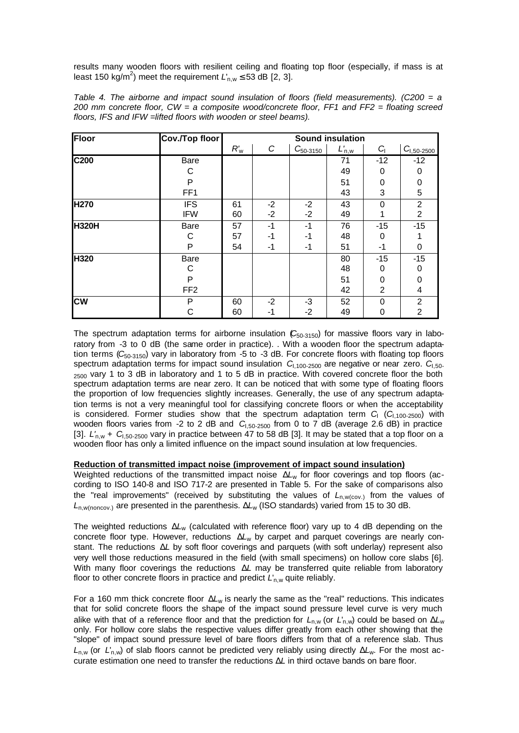results many wooden floors with resilient ceiling and floating top floor (especially, if mass is at least 150 kg/m$^2$) meet the requirement $L'_{n,w} \leq 53$ dB [2, 3].

*Table 4. The airborne and impact sound insulation of floors (field measurements). (C200 = a 200 mm concrete floor, CW = a composite wood/concrete floor, FF1 and FF2 = floating screed floors, IFS and IFW =lifted floors with wooden or steel beams).*

| Floor | Cov./Top floor | Sound insulation | | | | | |
|---|---|---|---|---|---|---|---|
| | | $R'_w$ | $C$ | $C_{50\text{-}3150}$ | $L'_{n,w}$ | $C_I$ | $C_{I,50\text{-}2500}$ |
| **C200** | Bare | | | | 71 | -12 | -12 |
| | C | | | | 49 | 0 | 0 |
| | P | | | | 51 | 0 | 0 |
| | FF1 | | | | 43 | 3 | 5 |
| **H270** | IFS | 61 | -2 | -2 | 43 | 0 | 2 |
| | IFW | 60 | -2 | -2 | 49 | 1 | 2 |
| **H320H** | Bare | 57 | -1 | -1 | 76 | -15 | -15 |
| | C | 57 | -1 | -1 | 48 | 0 | 1 |
| | P | 54 | -1 | -1 | 51 | -1 | 0 |
| **H320** | Bare | | | | 80 | -15 | -15 |
| | C | | | | 48 | 0 | 0 |
| | P | | | | 51 | 0 | 0 |
| | FF2 | | | | 42 | 2 | 4 |
| **CW** | P | 60 | -2 | -3 | 52 | 0 | 2 |
| | C | 60 | -1 | -2 | 49 | 0 | 2 |

The spectrum adaptation terms for airborne insulation ($C_{50\text{-}3150}$) for massive floors vary in laboratory from -3 to 0 dB (the same order in practice). . With a wooden floor the spectrum adaptation terms ($C_{50\text{-}3150}$) vary in laboratory from -5 to -3 dB. For concrete floors with floating top floors spectrum adaptation terms for impact sound insulation $C_{I,100\text{-}2500}$ are negative or near zero. $C_{I,50\text{-}2500}$ vary 1 to 3 dB in laboratory and 1 to 5 dB in practice. With covered concrete floor the both spectrum adaptation terms are near zero. It can be noticed that with some type of floating floors the proportion of low frequencies slightly increases. Generally, the use of any spectrum adaptation terms is not a very meaningful tool for classifying concrete floors or when the acceptability is considered. Former studies show that the spectrum adaptation term $C_I$ ($C_{I,100\text{-}2500}$) with wooden floors varies from -2 to 2 dB and $C_{I,50\text{-}2500}$ from 0 to 7 dB (average 2.6 dB) in practice [3]. $L'_{n,w} + C_{I,50\text{-}2500}$ vary in practice between 47 to 58 dB [3]. It may be stated that a top floor on a wooden floor has only a limited influence on the impact sound insulation at low frequencies.

**Reduction of transmitted impact noise (improvement of impact sound insulation)**

Weighted reductions of the transmitted impact noise $\Delta L_w$ for floor coverings and top floors (according to ISO 140-8 and ISO 717-2 are presented in Table 5. For the sake of comparisons also the "real improvements" (received by substituting the values of $L_{n,w(cov.)}$ from the values of $L_{n,w(noncov.)}$ are presented in the parenthesis. $\Delta L_w$ (ISO standards) varied from 15 to 30 dB.

The weighted reductions $\Delta L_w$ (calculated with reference floor) vary up to 4 dB depending on the concrete floor type. However, reductions $\Delta L_w$ by carpet and parquet coverings are nearly constant. The reductions $\Delta L$ by soft floor coverings and parquets (with soft underlay) represent also very well those reductions measured in the field (with small specimens) on hollow core slabs [6]. With many floor coverings the reductions $\Delta L$ may be transferred quite reliable from laboratory floor to other concrete floors in practice and predict $L'_{n,w}$ quite reliably.

For a 160 mm thick concrete floor $\Delta L_w$ is nearly the same as the "real" reductions. This indicates that for solid concrete floors the shape of the impact sound pressure level curve is very much alike with that of a reference floor and that the prediction for $L_{n,w}$ (or $L'_{n,w}$) could be based on $\Delta L_w$ only. For hollow core slabs the respective values differ greatly from each other showing that the "slope" of impact sound pressure level of bare floors differs from that of a reference slab. Thus $L_{n,w}$ (or $L'_{n,w}$) of slab floors cannot be predicted very reliably using directly $\Delta L_w$. For the most accurate estimation one need to transfer the reductions $\Delta L$ in third octave bands on bare floor.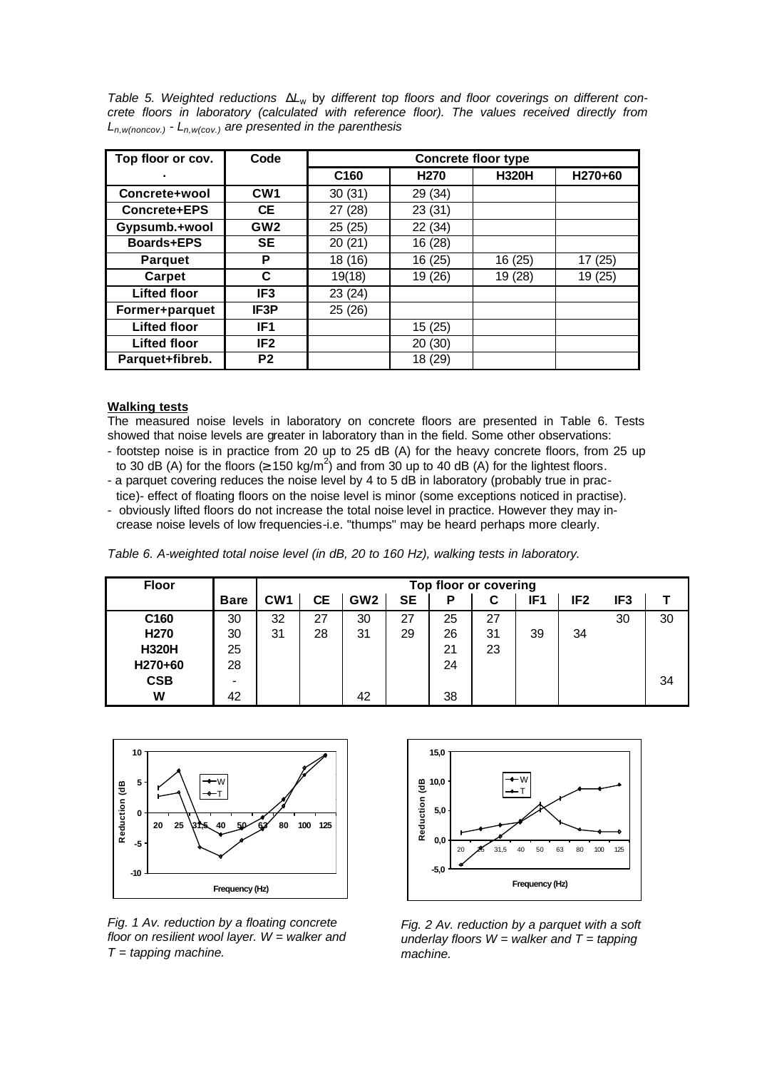*Table 5. Weighted reductions $\Delta L_w$ by different top floors and floor coverings on different concrete floors in laboratory (calculated with reference floor). The values received directly from $L_{n,w(noncov.)} - L_{n,w(cov.)}$ are presented in the parenthesis*

| Top floor or cov. | Code | Concrete floor type | | | |
|---|---|---|---|---|---|
| . | | C160 | H270 | H320H | H270+60 |
| Concrete+wool | CW1 | 30 (31) | 29 (34) | | |
| Concrete+EPS | CE | 27 (28) | 23 (31) | | |
| Gypsumb.+wool | GW2 | 25 (25) | 22 (34) | | |
| Boards+EPS | SE | 20 (21) | 16 (28) | | |
| Parquet | P | 18 (16) | 16 (25) | 16 (25) | 17 (25) |
| Carpet | C | 19(18) | 19 (26) | 19 (28) | 19 (25) |
| Lifted floor | IF3 | 23 (24) | | | |
| Former+parquet | IF3P | 25 (26) | | | |
| Lifted floor | IF1 | | 15 (25) | | |
| Lifted floor | IF2 | | 20 (30) | | |
| Parquet+fibreb. | P2 | | 18 (29) | | |

**Walking tests**

The measured noise levels in laboratory on concrete floors are presented in Table 6. Tests showed that noise levels are greater in laboratory than in the field. Some other observations:

- footstep noise is in practice from 20 up to 25 dB (A) for the heavy concrete floors, from 25 up to 30 dB (A) for the floors (≥ 150 kg/m$^2$) and from 30 up to 40 dB (A) for the lightest floors.
- a parquet covering reduces the noise level by 4 to 5 dB in laboratory (probably true in practice)- effect of floating floors on the noise level is minor (some exceptions noticed in practise).
- obviously lifted floors do not increase the total noise level in practice. However they may increase noise levels of low frequencies-i.e. "thumps" may be heard perhaps more clearly.

*Table 6. A-weighted total noise level (in dB, 20 to 160 Hz), walking tests in laboratory.*

| Floor | Top floor or covering | | | | | | | | | | |
|---|---|---|---|---|---|---|---|---|---|---|---|
| | Bare | CW1 | CE | GW2 | SE | P | C | IF1 | IF2 | IF3 | T |
| C160 | 30 | 32 | 27 | 30 | 27 | 25 | 27 | | | 30 | 30 |
| H270 | 30 | 31 | 28 | 31 | 29 | 26 | 31 | 39 | 34 | | |
| H320H | 25 | | | | | 21 | 23 | | | | |
| H270+60 | 28 | | | | | 24 | | | | | |
| CSB | - | | | | | | | | | | 34 |
| W | 42 | | | 42 | | 38 | | | | | |

*Fig. 1 Av. reduction by a floating concrete floor on resilient wool layer. W = walker and T = tapping machine.*

*Fig. 2 Av. reduction by a parquet with a soft underlay floors W = walker and T = tapping machine.*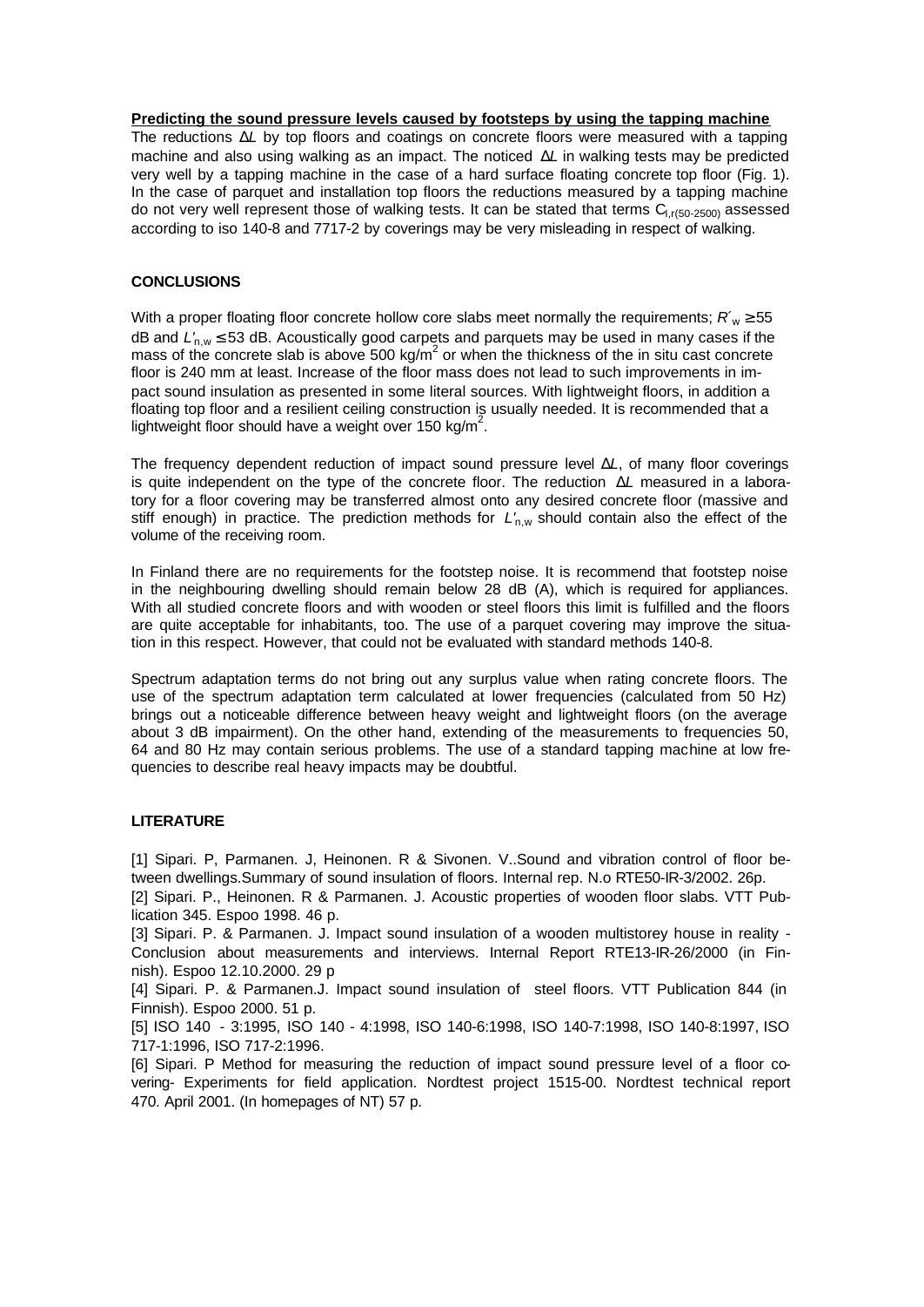**Predicting the sound pressure levels caused by footsteps by using the tapping machine**

The reductions $\Delta L$ by top floors and coatings on concrete floors were measured with a tapping machine and also using walking as an impact. The noticed $\Delta L$ in walking tests may be predicted very well by a tapping machine in the case of a hard surface floating concrete top floor (Fig. 1). In the case of parquet and installation top floors the reductions measured by a tapping machine do not very well represent those of walking tests. It can be stated that terms $C_{I,r(50\text{-}2500)}$ assessed according to iso 140-8 and 7717-2 by coverings may be very misleading in respect of walking.

## CONCLUSIONS

With a proper floating floor concrete hollow core slabs meet normally the requirements; $R'_w \geq 55$ dB and $L'_{n,w} \leq 53$ dB. Acoustically good carpets and parquets may be used in many cases if the mass of the concrete slab is above 500 kg/m$^2$ or when the thickness of the in situ cast concrete floor is 240 mm at least. Increase of the floor mass does not lead to such improvements in impact sound insulation as presented in some literal sources. With lightweight floors, in addition a floating top floor and a resilient ceiling construction is usually needed. It is recommended that a lightweight floor should have a weight over 150 kg/m$^2$.

The frequency dependent reduction of impact sound pressure level $\Delta L$, of many floor coverings is quite independent on the type of the concrete floor. The reduction $\Delta L$ measured in a laboratory for a floor covering may be transferred almost onto any desired concrete floor (massive and stiff enough) in practice. The prediction methods for $L'_{n,w}$ should contain also the effect of the volume of the receiving room.

In Finland there are no requirements for the footstep noise. It is recommend that footstep noise in the neighbouring dwelling should remain below 28 dB (A), which is required for appliances. With all studied concrete floors and with wooden or steel floors this limit is fulfilled and the floors are quite acceptable for inhabitants, too. The use of a parquet covering may improve the situation in this respect. However, that could not be evaluated with standard methods 140-8.

Spectrum adaptation terms do not bring out any surplus value when rating concrete floors. The use of the spectrum adaptation term calculated at lower frequencies (calculated from 50 Hz) brings out a noticeable difference between heavy weight and lightweight floors (on the average about 3 dB impairment). On the other hand, extending of the measurements to frequencies 50, 64 and 80 Hz may contain serious problems. The use of a standard tapping machine at low frequencies to describe real heavy impacts may be doubtful.

## LITERATURE

[1] Sipari. P, Parmanen. J, Heinonen. R & Sivonen. V..Sound and vibration control of floor between dwellings.Summary of sound insulation of floors. Internal rep. N.o RTE50-IR-3/2002. 26p.

[2] Sipari. P., Heinonen. R & Parmanen. J. Acoustic properties of wooden floor slabs. VTT Publication 345. Espoo 1998. 46 p.

[3] Sipari. P. & Parmanen. J. Impact sound insulation of a wooden multistorey house in reality - Conclusion about measurements and interviews. Internal Report RTE13-IR-26/2000 (in Finnish). Espoo 12.10.2000. 29 p

[4] Sipari. P. & Parmanen.J. Impact sound insulation of steel floors. VTT Publication 844 (in Finnish). Espoo 2000. 51 p.

[5] ISO 140 - 3:1995, ISO 140 - 4:1998, ISO 140-6:1998, ISO 140-7:1998, ISO 140-8:1997, ISO 717-1:1996, ISO 717-2:1996.

[6] Sipari. P Method for measuring the reduction of impact sound pressure level of a floor covering- Experiments for field application. Nordtest project 1515-00. Nordtest technical report 470. April 2001. (In homepages of NT) 57 p.